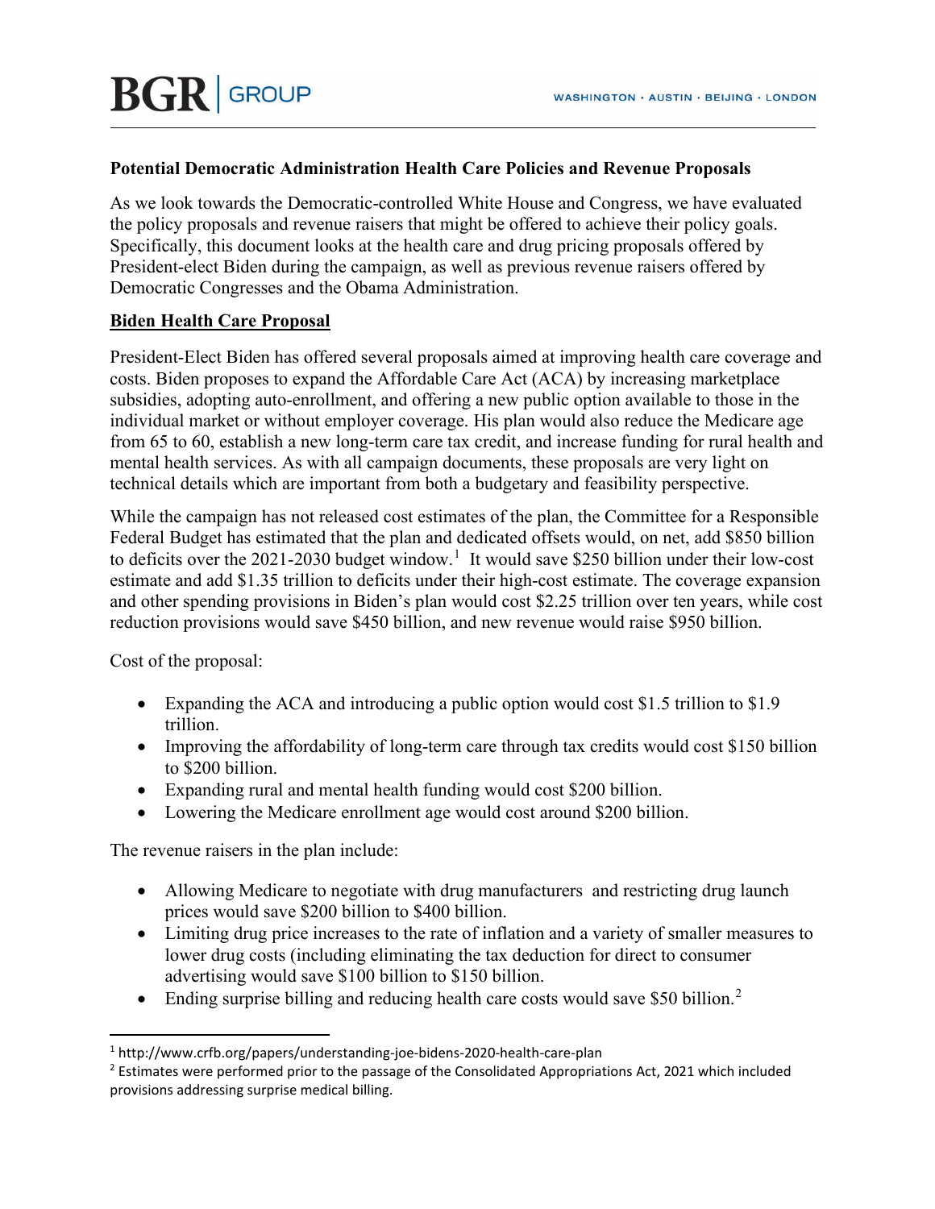**Potential Democratic Administration Health Care Policies and Revenue Proposals**

As we look towards the Democratic-controlled White House and Congress, we have evaluated the policy proposals and revenue raisers that might be offered to achieve their policy goals. Specifically, this document looks at the health care and drug pricing proposals offered by President-elect Biden during the campaign, as well as previous revenue raisers offered by Democratic Congresses and the Obama Administration.

**Biden Health Care Proposal**

President-Elect Biden has offered several proposals aimed at improving health care coverage and costs. Biden proposes to expand the Affordable Care Act (ACA) by increasing marketplace subsidies, adopting auto-enrollment, and offering a new public option available to those in the individual market or without employer coverage. His plan would also reduce the Medicare age from 65 to 60, establish a new long-term care tax credit, and increase funding for rural health and mental health services. As with all campaign documents, these proposals are very light on technical details which are important from both a budgetary and feasibility perspective.

While the campaign has not released cost estimates of the plan, the Committee for a Responsible Federal Budget has estimated that the plan and dedicated offsets would, on net, add $850 billion to deficits over the 2021-2030 budget window.[1] It would save $250 billion under their low-cost estimate and add $1.35 trillion to deficits under their high-cost estimate. The coverage expansion and other spending provisions in Biden's plan would cost $2.25 trillion over ten years, while cost reduction provisions would save $450 billion, and new revenue would raise $950 billion.

Cost of the proposal:

- Expanding the ACA and introducing a public option would cost $1.5 trillion to $1.9 trillion.
- Improving the affordability of long-term care through tax credits would cost $150 billion to $200 billion.
- Expanding rural and mental health funding would cost $200 billion.
- Lowering the Medicare enrollment age would cost around $200 billion.

The revenue raisers in the plan include:

- Allowing Medicare to negotiate with drug manufacturers and restricting drug launch prices would save $200 billion to $400 billion.
- Limiting drug price increases to the rate of inflation and a variety of smaller measures to lower drug costs (including eliminating the tax deduction for direct to consumer advertising would save $100 billion to $150 billion.
- Ending surprise billing and reducing health care costs would save $50 billion.[2]

---

[1] http://www.crfb.org/papers/understanding-joe-bidens-2020-health-care-plan

[2] Estimates were performed prior to the passage of the Consolidated Appropriations Act, 2021 which included provisions addressing surprise medical billing.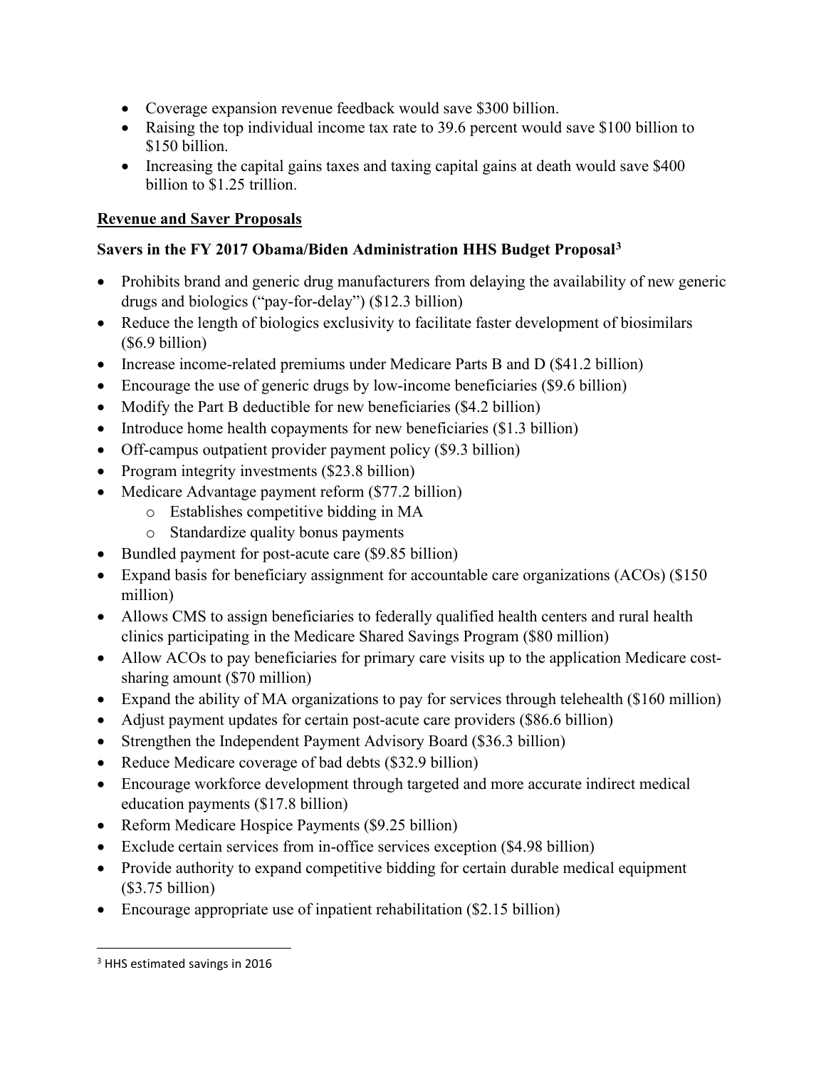- Coverage expansion revenue feedback would save $300 billion.
- Raising the top individual income tax rate to 39.6 percent would save $100 billion to $150 billion.
- Increasing the capital gains taxes and taxing capital gains at death would save $400 billion to $1.25 trillion.

**Revenue and Saver Proposals**

**Savers in the FY 2017 Obama/Biden Administration HHS Budget Proposal[3]**

- Prohibits brand and generic drug manufacturers from delaying the availability of new generic drugs and biologics ("pay-for-delay") ($12.3 billion)
- Reduce the length of biologics exclusivity to facilitate faster development of biosimilars ($6.9 billion)
- Increase income-related premiums under Medicare Parts B and D ($41.2 billion)
- Encourage the use of generic drugs by low-income beneficiaries ($9.6 billion)
- Modify the Part B deductible for new beneficiaries ($4.2 billion)
- Introduce home health copayments for new beneficiaries ($1.3 billion)
- Off-campus outpatient provider payment policy ($9.3 billion)
- Program integrity investments ($23.8 billion)
- Medicare Advantage payment reform ($77.2 billion)
  - Establishes competitive bidding in MA
  - Standardize quality bonus payments
- Bundled payment for post-acute care ($9.85 billion)
- Expand basis for beneficiary assignment for accountable care organizations (ACOs) ($150 million)
- Allows CMS to assign beneficiaries to federally qualified health centers and rural health clinics participating in the Medicare Shared Savings Program ($80 million)
- Allow ACOs to pay beneficiaries for primary care visits up to the application Medicare cost-sharing amount ($70 million)
- Expand the ability of MA organizations to pay for services through telehealth ($160 million)
- Adjust payment updates for certain post-acute care providers ($86.6 billion)
- Strengthen the Independent Payment Advisory Board ($36.3 billion)
- Reduce Medicare coverage of bad debts ($32.9 billion)
- Encourage workforce development through targeted and more accurate indirect medical education payments ($17.8 billion)
- Reform Medicare Hospice Payments ($9.25 billion)
- Exclude certain services from in-office services exception ($4.98 billion)
- Provide authority to expand competitive bidding for certain durable medical equipment ($3.75 billion)
- Encourage appropriate use of inpatient rehabilitation ($2.15 billion)

[3] HHS estimated savings in 2016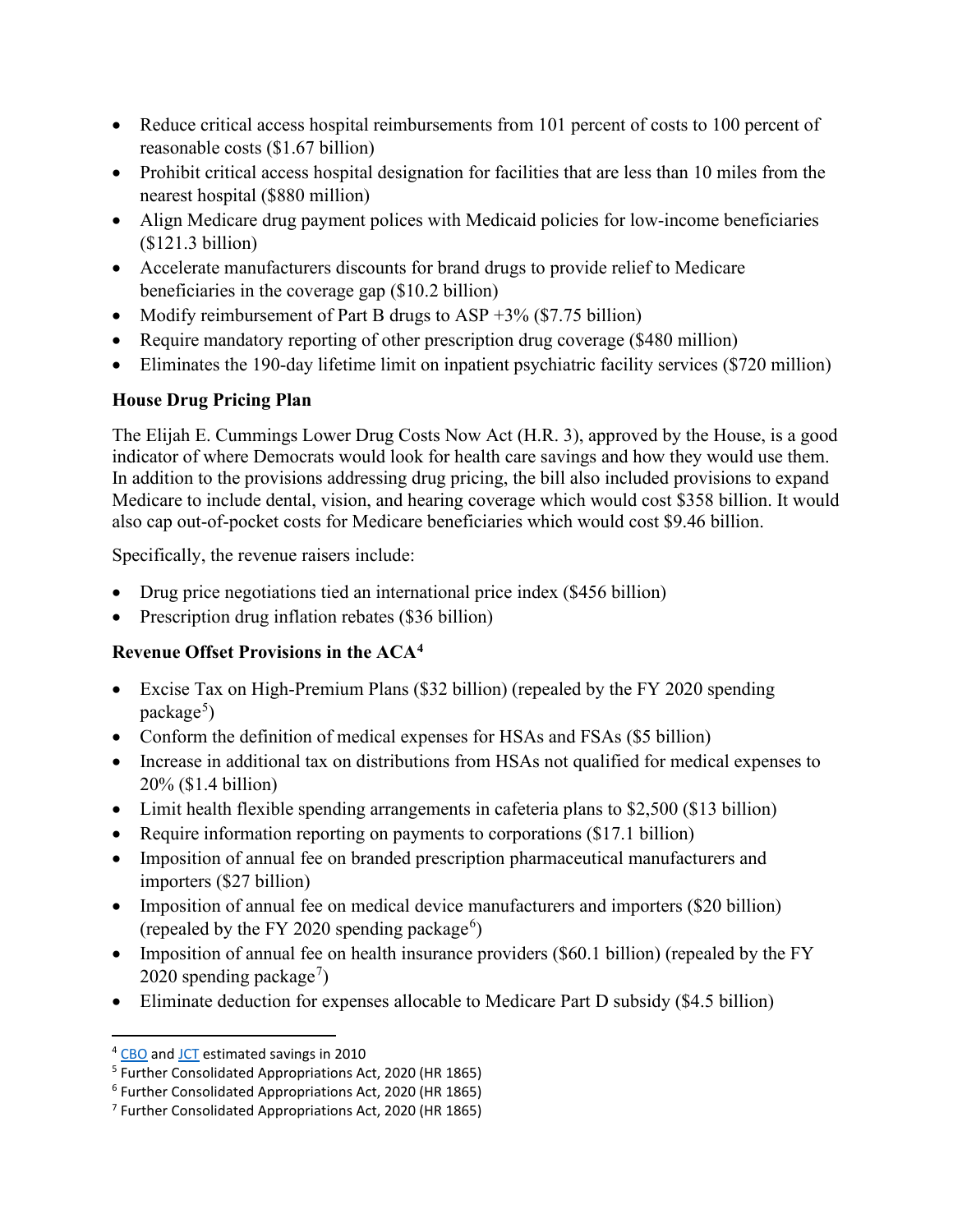- Reduce critical access hospital reimbursements from 101 percent of costs to 100 percent of reasonable costs ($1.67 billion)
- Prohibit critical access hospital designation for facilities that are less than 10 miles from the nearest hospital ($880 million)
- Align Medicare drug payment polices with Medicaid policies for low-income beneficiaries ($121.3 billion)
- Accelerate manufacturers discounts for brand drugs to provide relief to Medicare beneficiaries in the coverage gap ($10.2 billion)
- Modify reimbursement of Part B drugs to ASP +3% ($7.75 billion)
- Require mandatory reporting of other prescription drug coverage ($480 million)
- Eliminates the 190-day lifetime limit on inpatient psychiatric facility services ($720 million)

**House Drug Pricing Plan**

The Elijah E. Cummings Lower Drug Costs Now Act (H.R. 3), approved by the House, is a good indicator of where Democrats would look for health care savings and how they would use them. In addition to the provisions addressing drug pricing, the bill also included provisions to expand Medicare to include dental, vision, and hearing coverage which would cost $358 billion. It would also cap out-of-pocket costs for Medicare beneficiaries which would cost $9.46 billion.

Specifically, the revenue raisers include:

- Drug price negotiations tied an international price index ($456 billion)
- Prescription drug inflation rebates ($36 billion)

**Revenue Offset Provisions in the ACA[4]**

- Excise Tax on High-Premium Plans ($32 billion) (repealed by the FY 2020 spending package[5])
- Conform the definition of medical expenses for HSAs and FSAs ($5 billion)
- Increase in additional tax on distributions from HSAs not qualified for medical expenses to 20% ($1.4 billion)
- Limit health flexible spending arrangements in cafeteria plans to $2,500 ($13 billion)
- Require information reporting on payments to corporations ($17.1 billion)
- Imposition of annual fee on branded prescription pharmaceutical manufacturers and importers ($27 billion)
- Imposition of annual fee on medical device manufacturers and importers ($20 billion) (repealed by the FY 2020 spending package[6])
- Imposition of annual fee on health insurance providers ($60.1 billion) (repealed by the FY 2020 spending package[7])
- Eliminate deduction for expenses allocable to Medicare Part D subsidy ($4.5 billion)

[4] CBO and JCT estimated savings in 2010

[5] Further Consolidated Appropriations Act, 2020 (HR 1865)

[6] Further Consolidated Appropriations Act, 2020 (HR 1865)

[7] Further Consolidated Appropriations Act, 2020 (HR 1865)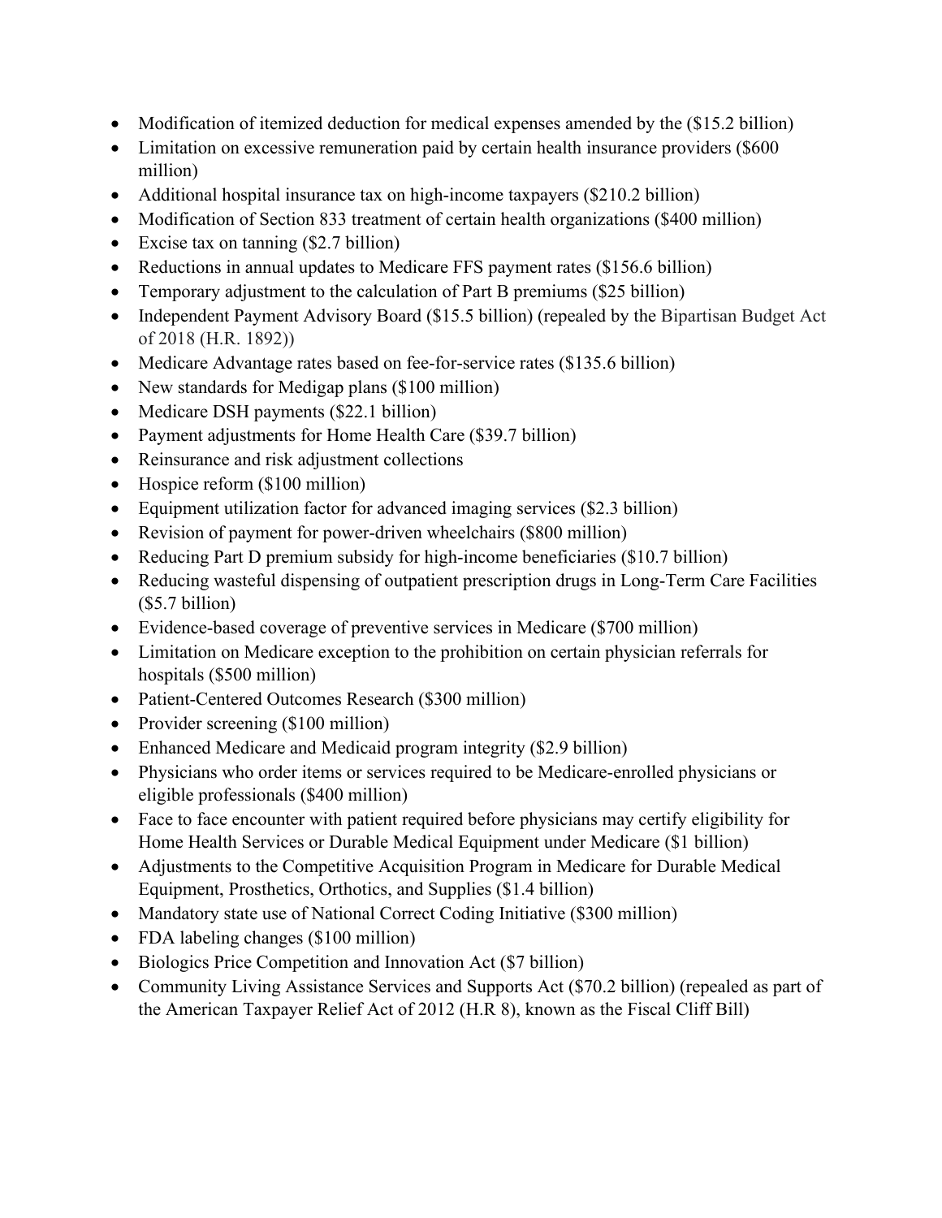- Modification of itemized deduction for medical expenses amended by the ($15.2 billion)
- Limitation on excessive remuneration paid by certain health insurance providers ($600 million)
- Additional hospital insurance tax on high-income taxpayers ($210.2 billion)
- Modification of Section 833 treatment of certain health organizations ($400 million)
- Excise tax on tanning ($2.7 billion)
- Reductions in annual updates to Medicare FFS payment rates ($156.6 billion)
- Temporary adjustment to the calculation of Part B premiums ($25 billion)
- Independent Payment Advisory Board ($15.5 billion) (repealed by the Bipartisan Budget Act of 2018 (H.R. 1892))
- Medicare Advantage rates based on fee-for-service rates ($135.6 billion)
- New standards for Medigap plans ($100 million)
- Medicare DSH payments ($22.1 billion)
- Payment adjustments for Home Health Care ($39.7 billion)
- Reinsurance and risk adjustment collections
- Hospice reform ($100 million)
- Equipment utilization factor for advanced imaging services ($2.3 billion)
- Revision of payment for power-driven wheelchairs ($800 million)
- Reducing Part D premium subsidy for high-income beneficiaries ($10.7 billion)
- Reducing wasteful dispensing of outpatient prescription drugs in Long-Term Care Facilities ($5.7 billion)
- Evidence-based coverage of preventive services in Medicare ($700 million)
- Limitation on Medicare exception to the prohibition on certain physician referrals for hospitals ($500 million)
- Patient-Centered Outcomes Research ($300 million)
- Provider screening ($100 million)
- Enhanced Medicare and Medicaid program integrity ($2.9 billion)
- Physicians who order items or services required to be Medicare-enrolled physicians or eligible professionals ($400 million)
- Face to face encounter with patient required before physicians may certify eligibility for Home Health Services or Durable Medical Equipment under Medicare ($1 billion)
- Adjustments to the Competitive Acquisition Program in Medicare for Durable Medical Equipment, Prosthetics, Orthotics, and Supplies ($1.4 billion)
- Mandatory state use of National Correct Coding Initiative ($300 million)
- FDA labeling changes ($100 million)
- Biologics Price Competition and Innovation Act ($7 billion)
- Community Living Assistance Services and Supports Act ($70.2 billion) (repealed as part of the American Taxpayer Relief Act of 2012 (H.R 8), known as the Fiscal Cliff Bill)